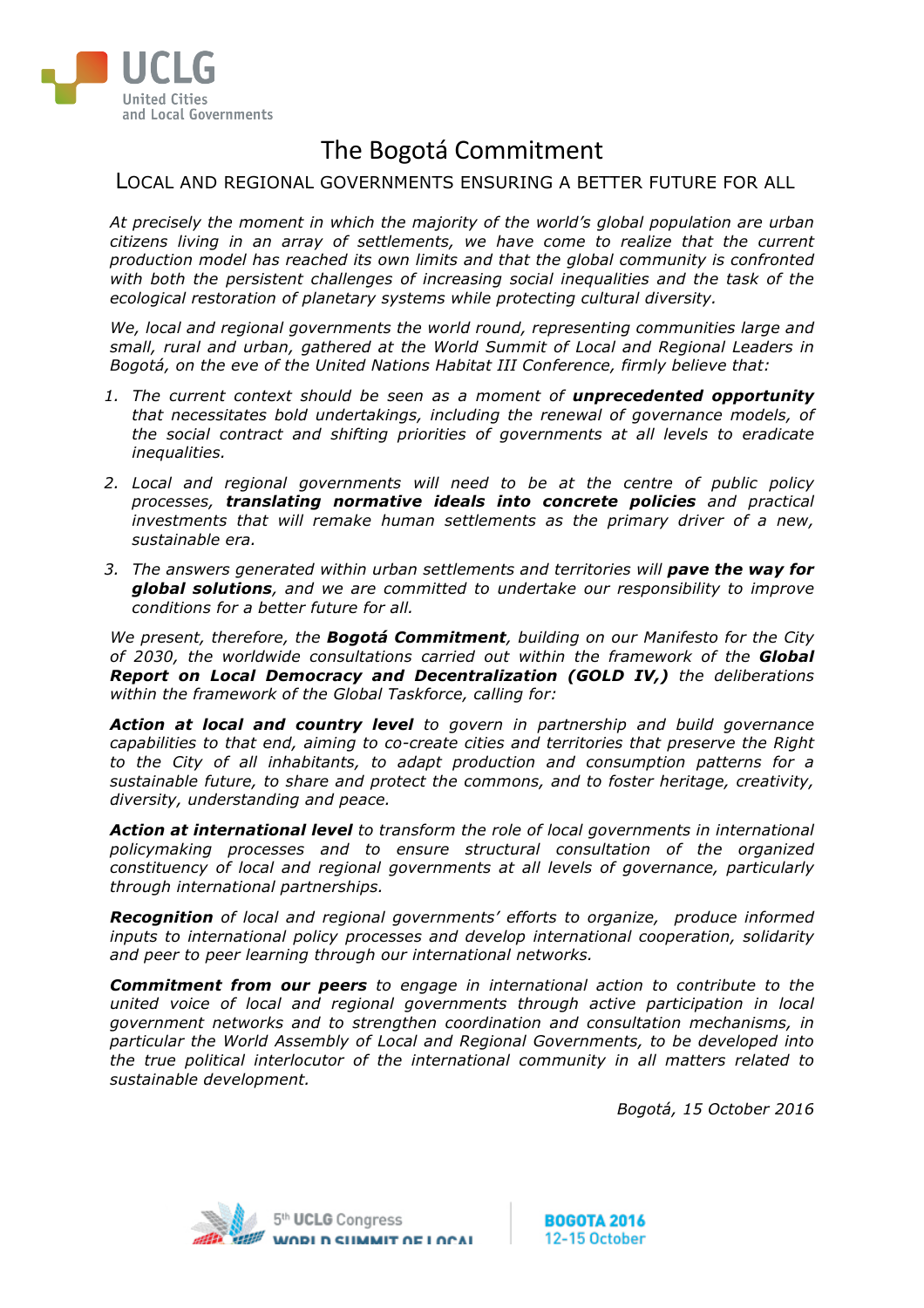# The Bogotá Commitment

## LOCAL AND REGIONAL GOVERNMENTS ENSURING A BETTER FUTURE FOR ALL

*At precisely the moment in which the majority of the world's global population are urban citizens living in an array of settlements, we have come to realize that the current production model has reached its own limits and that the global community is confronted with both the persistent challenges of increasing social inequalities and the task of the ecological restoration of planetary systems while protecting cultural diversity.*

*We, local and regional governments the world round, representing communities large and small, rural and urban, gathered at the World Summit of Local and Regional Leaders in Bogotá, on the eve of the United Nations Habitat III Conference, firmly believe that:*

1. *The current context should be seen as a moment of **unprecedented opportunity** that necessitates bold undertakings, including the renewal of governance models, of the social contract and shifting priorities of governments at all levels to eradicate inequalities.*
2. *Local and regional governments will need to be at the centre of public policy processes, **translating normative ideals into concrete policies** and practical investments that will remake human settlements as the primary driver of a new, sustainable era.*
3. *The answers generated within urban settlements and territories will **pave the way for global solutions**, and we are committed to undertake our responsibility to improve conditions for a better future for all.*

*We present, therefore, the **Bogotá Commitment**, building on our Manifesto for the City of 2030, the worldwide consultations carried out within the framework of the **Global Report on Local Democracy and Decentralization (GOLD IV,)** the deliberations within the framework of the Global Taskforce, calling for:*

***Action at local and country level** to govern in partnership and build governance capabilities to that end, aiming to co-create cities and territories that preserve the Right to the City of all inhabitants, to adapt production and consumption patterns for a sustainable future, to share and protect the commons, and to foster heritage, creativity, diversity, understanding and peace.*

***Action at international level** to transform the role of local governments in international policymaking processes and to ensure structural consultation of the organized constituency of local and regional governments at all levels of governance, particularly through international partnerships.*

***Recognition** of local and regional governments' efforts to organize, produce informed inputs to international policy processes and develop international cooperation, solidarity and peer to peer learning through our international networks.*

***Commitment from our peers** to engage in international action to contribute to the united voice of local and regional governments through active participation in local government networks and to strengthen coordination and consultation mechanisms, in particular the World Assembly of Local and Regional Governments, to be developed into the true political interlocutor of the international community in all matters related to sustainable development.*

*Bogotá, 15 October 2016*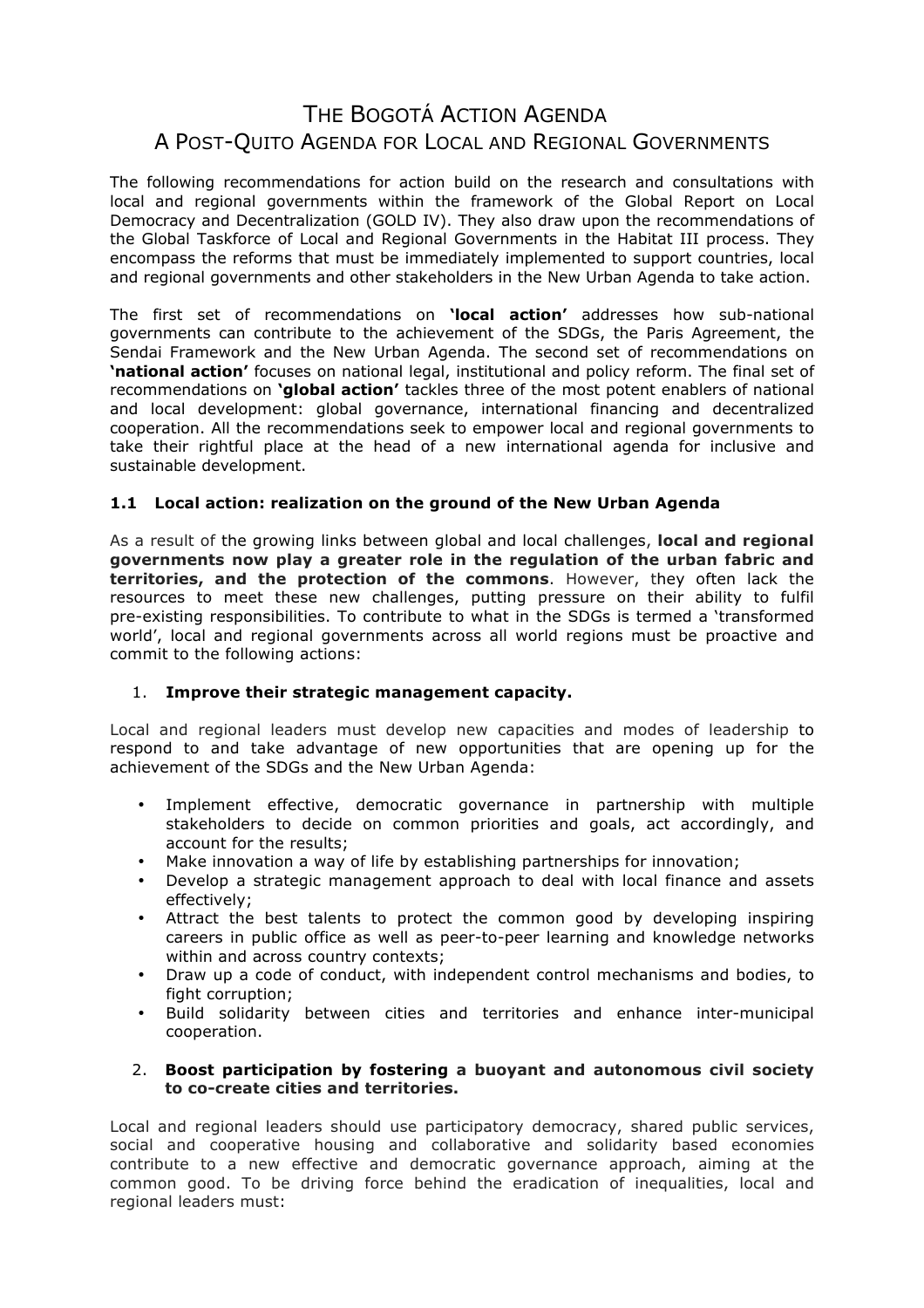# THE BOGOTÁ ACTION AGENDA

## A POST-QUITO AGENDA FOR LOCAL AND REGIONAL GOVERNMENTS

The following recommendations for action build on the research and consultations with local and regional governments within the framework of the Global Report on Local Democracy and Decentralization (GOLD IV). They also draw upon the recommendations of the Global Taskforce of Local and Regional Governments in the Habitat III process. They encompass the reforms that must be immediately implemented to support countries, local and regional governments and other stakeholders in the New Urban Agenda to take action.

The first set of recommendations on **'local action'** addresses how sub-national governments can contribute to the achievement of the SDGs, the Paris Agreement, the Sendai Framework and the New Urban Agenda. The second set of recommendations on **'national action'** focuses on national legal, institutional and policy reform. The final set of recommendations on **'global action'** tackles three of the most potent enablers of national and local development: global governance, international financing and decentralized cooperation. All the recommendations seek to empower local and regional governments to take their rightful place at the head of a new international agenda for inclusive and sustainable development.

### 1.1 Local action: realization on the ground of the New Urban Agenda

As a result of the growing links between global and local challenges, **local and regional governments now play a greater role in the regulation of the urban fabric and territories, and the protection of the commons**. However, they often lack the resources to meet these new challenges, putting pressure on their ability to fulfil pre-existing responsibilities. To contribute to what in the SDGs is termed a 'transformed world', local and regional governments across all world regions must be proactive and commit to the following actions:

1. **Improve their strategic management capacity.**

Local and regional leaders must develop new capacities and modes of leadership to respond to and take advantage of new opportunities that are opening up for the achievement of the SDGs and the New Urban Agenda:

- Implement effective, democratic governance in partnership with multiple stakeholders to decide on common priorities and goals, act accordingly, and account for the results;
- Make innovation a way of life by establishing partnerships for innovation;
- Develop a strategic management approach to deal with local finance and assets effectively;
- Attract the best talents to protect the common good by developing inspiring careers in public office as well as peer-to-peer learning and knowledge networks within and across country contexts;
- Draw up a code of conduct, with independent control mechanisms and bodies, to fight corruption;
- Build solidarity between cities and territories and enhance inter-municipal cooperation.

2. **Boost participation by fostering a buoyant and autonomous civil society to co-create cities and territories.**

Local and regional leaders should use participatory democracy, shared public services, social and cooperative housing and collaborative and solidarity based economies contribute to a new effective and democratic governance approach, aiming at the common good. To be driving force behind the eradication of inequalities, local and regional leaders must: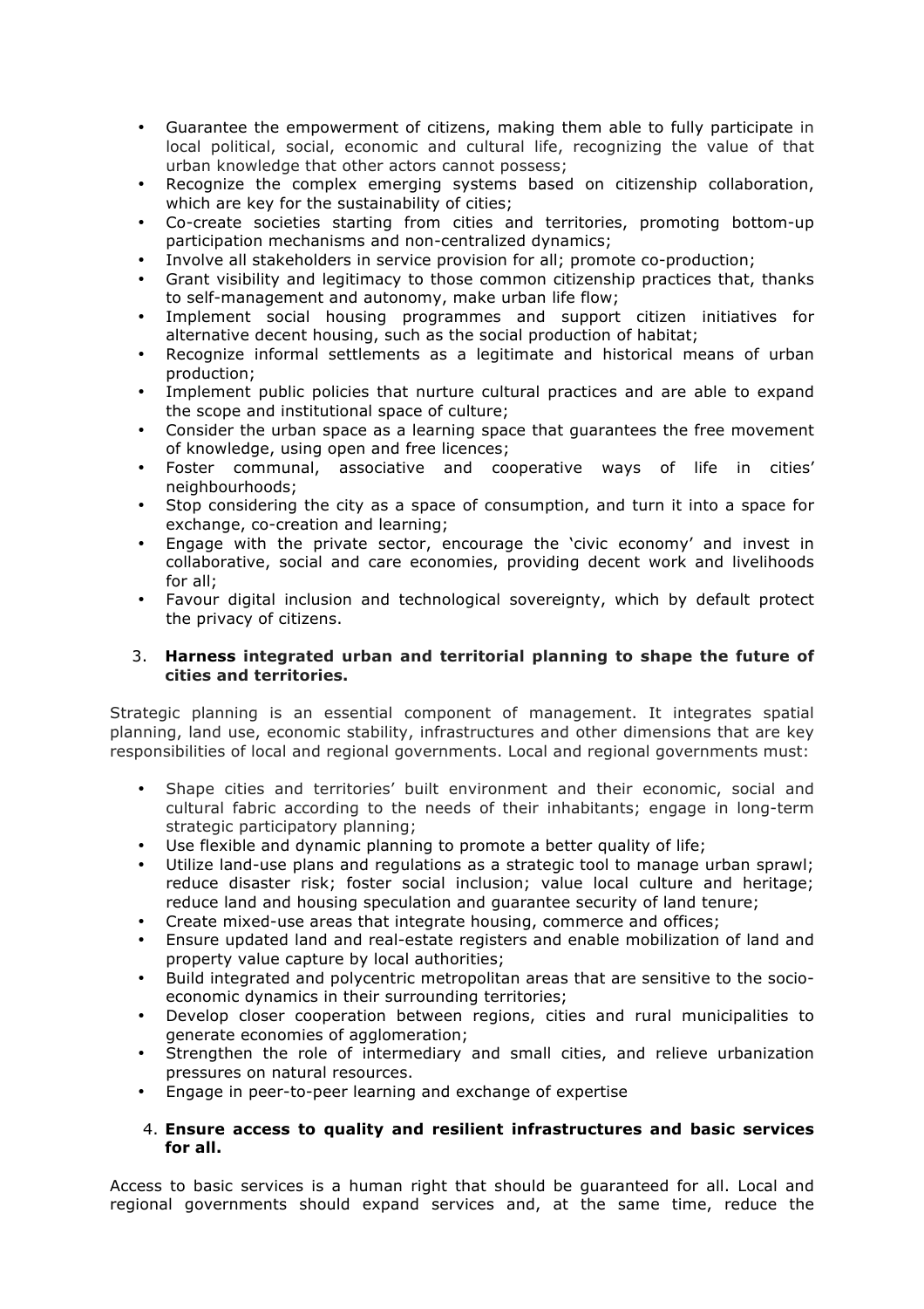- Guarantee the empowerment of citizens, making them able to fully participate in local political, social, economic and cultural life, recognizing the value of that urban knowledge that other actors cannot possess;
- Recognize the complex emerging systems based on citizenship collaboration, which are key for the sustainability of cities;
- Co-create societies starting from cities and territories, promoting bottom-up participation mechanisms and non-centralized dynamics;
- Involve all stakeholders in service provision for all; promote co-production;
- Grant visibility and legitimacy to those common citizenship practices that, thanks to self-management and autonomy, make urban life flow;
- Implement social housing programmes and support citizen initiatives for alternative decent housing, such as the social production of habitat;
- Recognize informal settlements as a legitimate and historical means of urban production;
- Implement public policies that nurture cultural practices and are able to expand the scope and institutional space of culture;
- Consider the urban space as a learning space that guarantees the free movement of knowledge, using open and free licences;
- Foster communal, associative and cooperative ways of life in cities' neighbourhoods;
- Stop considering the city as a space of consumption, and turn it into a space for exchange, co-creation and learning;
- Engage with the private sector, encourage the 'civic economy' and invest in collaborative, social and care economies, providing decent work and livelihoods for all;
- Favour digital inclusion and technological sovereignty, which by default protect the privacy of citizens.

3. **Harness integrated urban and territorial planning to shape the future of cities and territories.**

Strategic planning is an essential component of management. It integrates spatial planning, land use, economic stability, infrastructures and other dimensions that are key responsibilities of local and regional governments. Local and regional governments must:

- Shape cities and territories' built environment and their economic, social and cultural fabric according to the needs of their inhabitants; engage in long-term strategic participatory planning;
- Use flexible and dynamic planning to promote a better quality of life;
- Utilize land-use plans and regulations as a strategic tool to manage urban sprawl; reduce disaster risk; foster social inclusion; value local culture and heritage; reduce land and housing speculation and guarantee security of land tenure;
- Create mixed-use areas that integrate housing, commerce and offices;
- Ensure updated land and real-estate registers and enable mobilization of land and property value capture by local authorities;
- Build integrated and polycentric metropolitan areas that are sensitive to the socio-economic dynamics in their surrounding territories;
- Develop closer cooperation between regions, cities and rural municipalities to generate economies of agglomeration;
- Strengthen the role of intermediary and small cities, and relieve urbanization pressures on natural resources.
- Engage in peer-to-peer learning and exchange of expertise

4. **Ensure access to quality and resilient infrastructures and basic services for all.**

Access to basic services is a human right that should be guaranteed for all. Local and regional governments should expand services and, at the same time, reduce the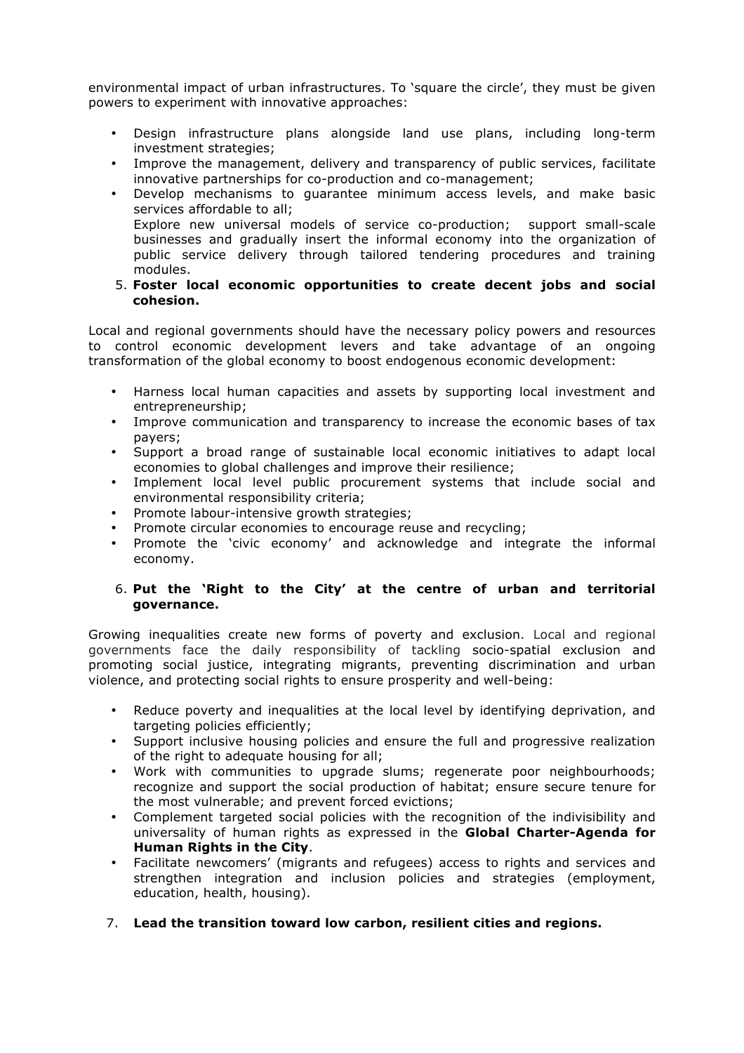environmental impact of urban infrastructures. To 'square the circle', they must be given powers to experiment with innovative approaches:

- Design infrastructure plans alongside land use plans, including long-term investment strategies;
- Improve the management, delivery and transparency of public services, facilitate innovative partnerships for co-production and co-management;
- Develop mechanisms to guarantee minimum access levels, and make basic services affordable to all;
  Explore new universal models of service co-production; support small-scale businesses and gradually insert the informal economy into the organization of public service delivery through tailored tendering procedures and training modules.

5. **Foster local economic opportunities to create decent jobs and social cohesion.**

Local and regional governments should have the necessary policy powers and resources to control economic development levers and take advantage of an ongoing transformation of the global economy to boost endogenous economic development:

- Harness local human capacities and assets by supporting local investment and entrepreneurship;
- Improve communication and transparency to increase the economic bases of tax payers;
- Support a broad range of sustainable local economic initiatives to adapt local economies to global challenges and improve their resilience;
- Implement local level public procurement systems that include social and environmental responsibility criteria;
- Promote labour-intensive growth strategies;
- Promote circular economies to encourage reuse and recycling;
- Promote the 'civic economy' and acknowledge and integrate the informal economy.

6. **Put the 'Right to the City' at the centre of urban and territorial governance.**

Growing inequalities create new forms of poverty and exclusion. Local and regional governments face the daily responsibility of tackling socio-spatial exclusion and promoting social justice, integrating migrants, preventing discrimination and urban violence, and protecting social rights to ensure prosperity and well-being:

- Reduce poverty and inequalities at the local level by identifying deprivation, and targeting policies efficiently;
- Support inclusive housing policies and ensure the full and progressive realization of the right to adequate housing for all;
- Work with communities to upgrade slums; regenerate poor neighbourhoods; recognize and support the social production of habitat; ensure secure tenure for the most vulnerable; and prevent forced evictions;
- Complement targeted social policies with the recognition of the indivisibility and universality of human rights as expressed in the **Global Charter-Agenda for Human Rights in the City**.
- Facilitate newcomers' (migrants and refugees) access to rights and services and strengthen integration and inclusion policies and strategies (employment, education, health, housing).

7. **Lead the transition toward low carbon, resilient cities and regions.**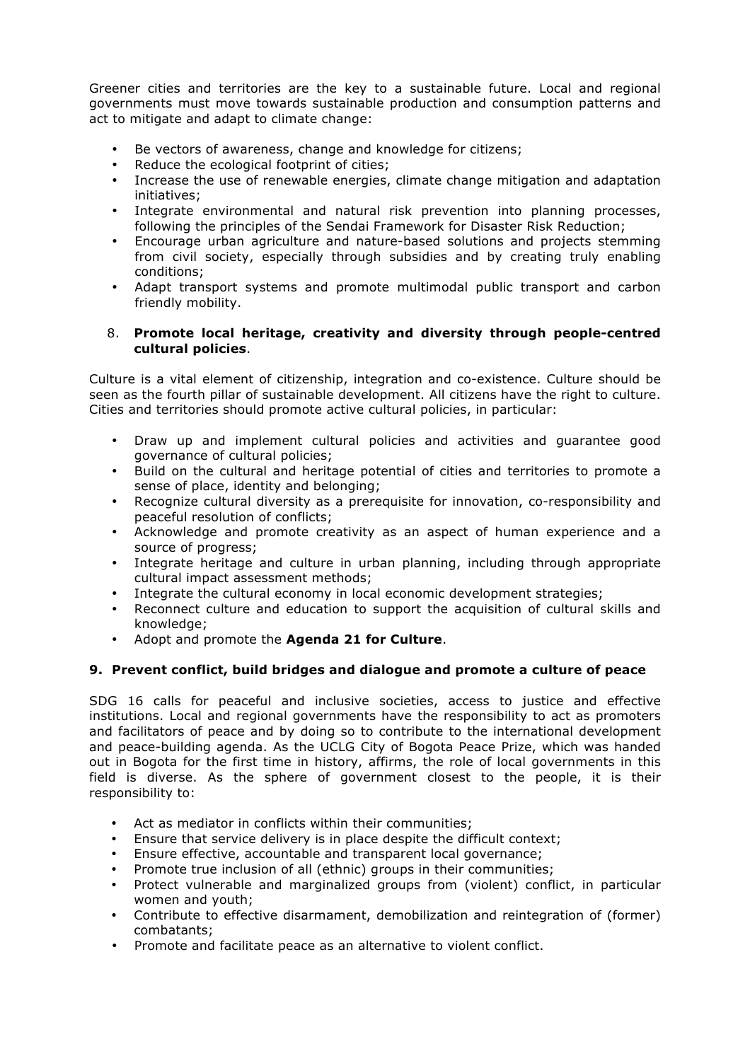Greener cities and territories are the key to a sustainable future. Local and regional governments must move towards sustainable production and consumption patterns and act to mitigate and adapt to climate change:

- Be vectors of awareness, change and knowledge for citizens;
- Reduce the ecological footprint of cities;
- Increase the use of renewable energies, climate change mitigation and adaptation initiatives;
- Integrate environmental and natural risk prevention into planning processes, following the principles of the Sendai Framework for Disaster Risk Reduction;
- Encourage urban agriculture and nature-based solutions and projects stemming from civil society, especially through subsidies and by creating truly enabling conditions;
- Adapt transport systems and promote multimodal public transport and carbon friendly mobility.

8. **Promote local heritage, creativity and diversity through people-centred cultural policies**.

Culture is a vital element of citizenship, integration and co-existence. Culture should be seen as the fourth pillar of sustainable development. All citizens have the right to culture. Cities and territories should promote active cultural policies, in particular:

- Draw up and implement cultural policies and activities and guarantee good governance of cultural policies;
- Build on the cultural and heritage potential of cities and territories to promote a sense of place, identity and belonging;
- Recognize cultural diversity as a prerequisite for innovation, co-responsibility and peaceful resolution of conflicts;
- Acknowledge and promote creativity as an aspect of human experience and a source of progress;
- Integrate heritage and culture in urban planning, including through appropriate cultural impact assessment methods;
- Integrate the cultural economy in local economic development strategies;
- Reconnect culture and education to support the acquisition of cultural skills and knowledge;
- Adopt and promote the **Agenda 21 for Culture**.

**9. Prevent conflict, build bridges and dialogue and promote a culture of peace**

SDG 16 calls for peaceful and inclusive societies, access to justice and effective institutions. Local and regional governments have the responsibility to act as promoters and facilitators of peace and by doing so to contribute to the international development and peace-building agenda. As the UCLG City of Bogota Peace Prize, which was handed out in Bogota for the first time in history, affirms, the role of local governments in this field is diverse. As the sphere of government closest to the people, it is their responsibility to:

- Act as mediator in conflicts within their communities;
- Ensure that service delivery is in place despite the difficult context;
- Ensure effective, accountable and transparent local governance;
- Promote true inclusion of all (ethnic) groups in their communities;
- Protect vulnerable and marginalized groups from (violent) conflict, in particular women and youth;
- Contribute to effective disarmament, demobilization and reintegration of (former) combatants;
- Promote and facilitate peace as an alternative to violent conflict.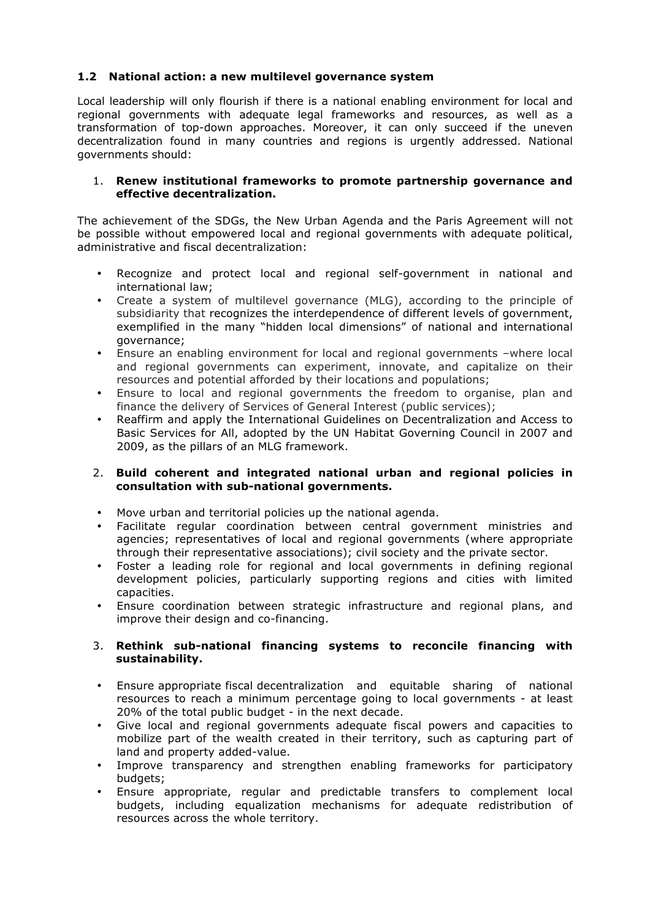### 1.2 National action: a new multilevel governance system

Local leadership will only flourish if there is a national enabling environment for local and regional governments with adequate legal frameworks and resources, as well as a transformation of top-down approaches. Moreover, it can only succeed if the uneven decentralization found in many countries and regions is urgently addressed. National governments should:

1. **Renew institutional frameworks to promote partnership governance and effective decentralization.**

The achievement of the SDGs, the New Urban Agenda and the Paris Agreement will not be possible without empowered local and regional governments with adequate political, administrative and fiscal decentralization:

- Recognize and protect local and regional self-government in national and international law;
- Create a system of multilevel governance (MLG), according to the principle of subsidiarity that recognizes the interdependence of different levels of government, exemplified in the many "hidden local dimensions" of national and international governance;
- Ensure an enabling environment for local and regional governments –where local and regional governments can experiment, innovate, and capitalize on their resources and potential afforded by their locations and populations;
- Ensure to local and regional governments the freedom to organise, plan and finance the delivery of Services of General Interest (public services);
- Reaffirm and apply the International Guidelines on Decentralization and Access to Basic Services for All, adopted by the UN Habitat Governing Council in 2007 and 2009, as the pillars of an MLG framework.

2. **Build coherent and integrated national urban and regional policies in consultation with sub-national governments.**

- Move urban and territorial policies up the national agenda.
- Facilitate regular coordination between central government ministries and agencies; representatives of local and regional governments (where appropriate through their representative associations); civil society and the private sector.
- Foster a leading role for regional and local governments in defining regional development policies, particularly supporting regions and cities with limited capacities.
- Ensure coordination between strategic infrastructure and regional plans, and improve their design and co-financing.

3. **Rethink sub-national financing systems to reconcile financing with sustainability.**

- Ensure appropriate fiscal decentralization and equitable sharing of national resources to reach a minimum percentage going to local governments - at least 20% of the total public budget - in the next decade.
- Give local and regional governments adequate fiscal powers and capacities to mobilize part of the wealth created in their territory, such as capturing part of land and property added-value.
- Improve transparency and strengthen enabling frameworks for participatory budgets;
- Ensure appropriate, regular and predictable transfers to complement local budgets, including equalization mechanisms for adequate redistribution of resources across the whole territory.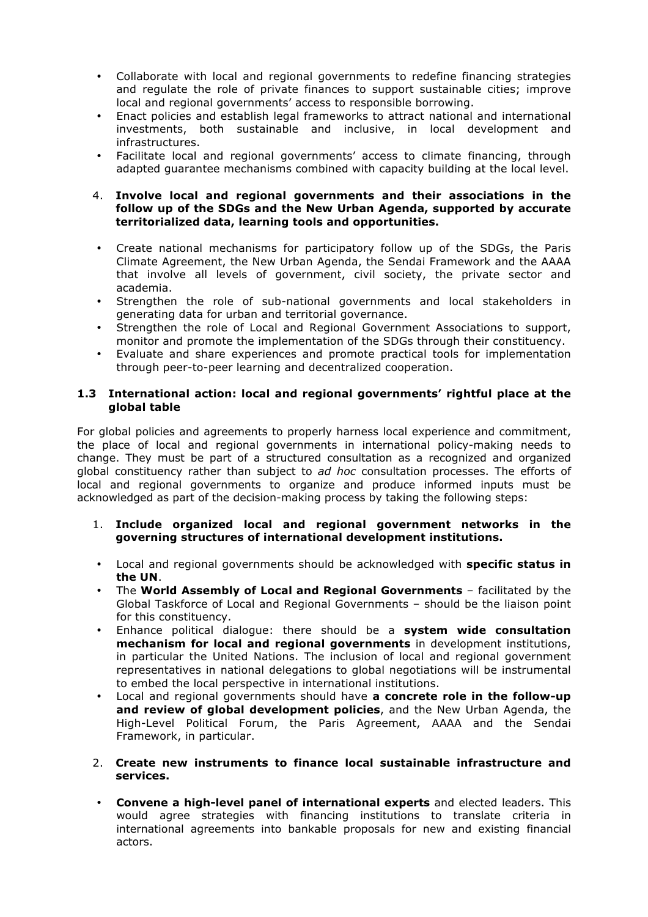- Collaborate with local and regional governments to redefine financing strategies and regulate the role of private finances to support sustainable cities; improve local and regional governments' access to responsible borrowing.
- Enact policies and establish legal frameworks to attract national and international investments, both sustainable and inclusive, in local development and infrastructures.
- Facilitate local and regional governments' access to climate financing, through adapted guarantee mechanisms combined with capacity building at the local level.

4. **Involve local and regional governments and their associations in the follow up of the SDGs and the New Urban Agenda, supported by accurate territorialized data, learning tools and opportunities.**

- Create national mechanisms for participatory follow up of the SDGs, the Paris Climate Agreement, the New Urban Agenda, the Sendai Framework and the AAAA that involve all levels of government, civil society, the private sector and academia.
- Strengthen the role of sub-national governments and local stakeholders in generating data for urban and territorial governance.
- Strengthen the role of Local and Regional Government Associations to support, monitor and promote the implementation of the SDGs through their constituency.
- Evaluate and share experiences and promote practical tools for implementation through peer-to-peer learning and decentralized cooperation.

### 1.3 International action: local and regional governments' rightful place at the global table

For global policies and agreements to properly harness local experience and commitment, the place of local and regional governments in international policy-making needs to change. They must be part of a structured consultation as a recognized and organized global constituency rather than subject to *ad hoc* consultation processes. The efforts of local and regional governments to organize and produce informed inputs must be acknowledged as part of the decision-making process by taking the following steps:

1. **Include organized local and regional government networks in the governing structures of international development institutions.**

- Local and regional governments should be acknowledged with **specific status in the UN**.
- The **World Assembly of Local and Regional Governments** – facilitated by the Global Taskforce of Local and Regional Governments – should be the liaison point for this constituency.
- Enhance political dialogue: there should be a **system wide consultation mechanism for local and regional governments** in development institutions, in particular the United Nations. The inclusion of local and regional government representatives in national delegations to global negotiations will be instrumental to embed the local perspective in international institutions.
- Local and regional governments should have **a concrete role in the follow-up and review of global development policies**, and the New Urban Agenda, the High-Level Political Forum, the Paris Agreement, AAAA and the Sendai Framework, in particular.

2. **Create new instruments to finance local sustainable infrastructure and services.**

- **Convene a high-level panel of international experts** and elected leaders. This would agree strategies with financing institutions to translate criteria in international agreements into bankable proposals for new and existing financial actors.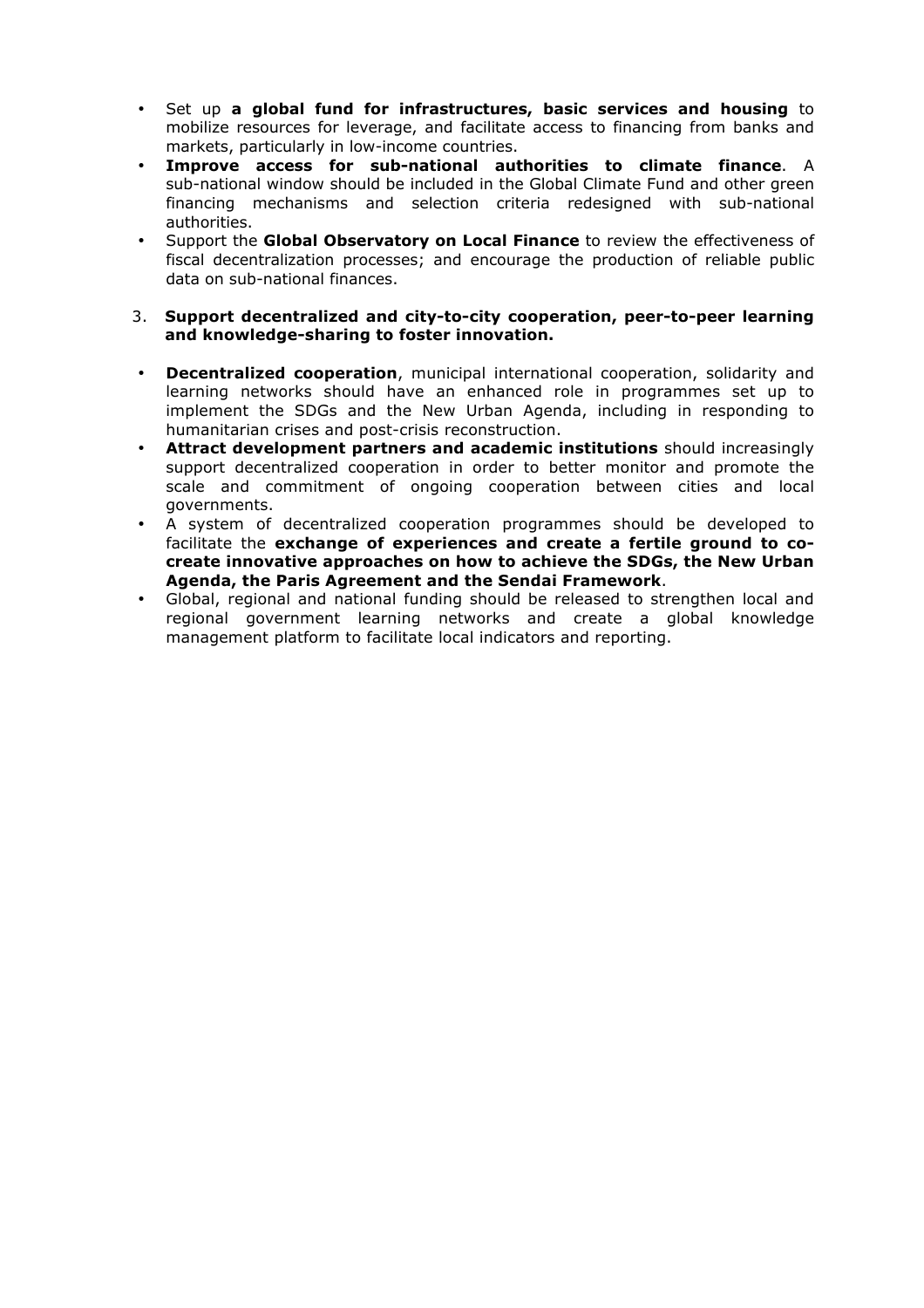- Set up **a global fund for infrastructures, basic services and housing** to mobilize resources for leverage, and facilitate access to financing from banks and markets, particularly in low-income countries.
- **Improve access for sub-national authorities to climate finance**. A sub-national window should be included in the Global Climate Fund and other green financing mechanisms and selection criteria redesigned with sub-national authorities.
- Support the **Global Observatory on Local Finance** to review the effectiveness of fiscal decentralization processes; and encourage the production of reliable public data on sub-national finances.

3. **Support decentralized and city-to-city cooperation, peer-to-peer learning and knowledge-sharing to foster innovation.**

- **Decentralized cooperation**, municipal international cooperation, solidarity and learning networks should have an enhanced role in programmes set up to implement the SDGs and the New Urban Agenda, including in responding to humanitarian crises and post-crisis reconstruction.
- **Attract development partners and academic institutions** should increasingly support decentralized cooperation in order to better monitor and promote the scale and commitment of ongoing cooperation between cities and local governments.
- A system of decentralized cooperation programmes should be developed to facilitate the **exchange of experiences and create a fertile ground to co-create innovative approaches on how to achieve the SDGs, the New Urban Agenda, the Paris Agreement and the Sendai Framework**.
- Global, regional and national funding should be released to strengthen local and regional government learning networks and create a global knowledge management platform to facilitate local indicators and reporting.